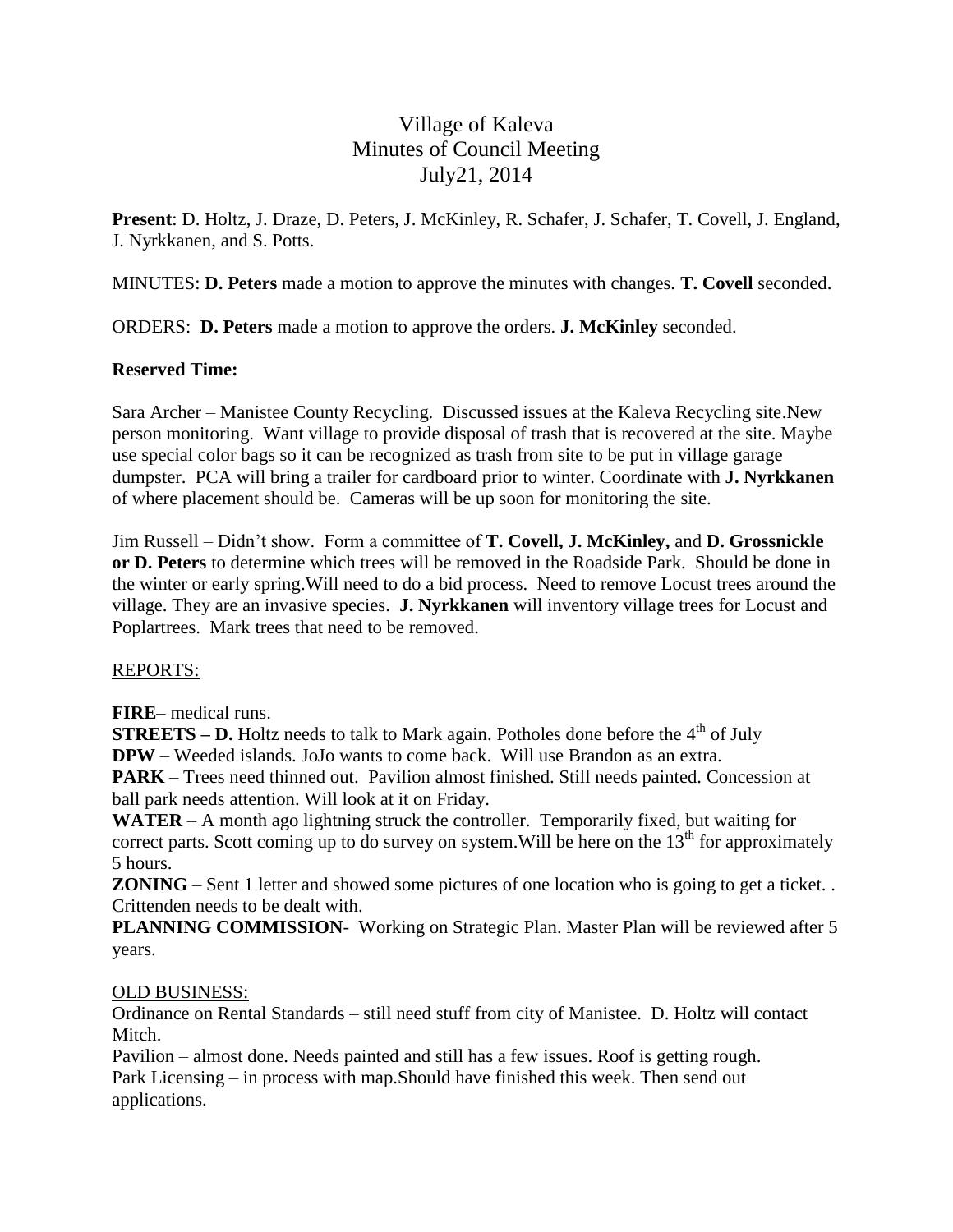# Village of Kaleva
## Minutes of Council Meeting
### July21, 2014

**Present**: D. Holtz, J. Draze, D. Peters, J. McKinley, R. Schafer, J. Schafer, T. Covell, J. England, J. Nyrkkanen, and S. Potts.

MINUTES: **D. Peters** made a motion to approve the minutes with changes. **T. Covell** seconded.

ORDERS: **D. Peters** made a motion to approve the orders. **J. McKinley** seconded.

**Reserved Time:**

Sara Archer – Manistee County Recycling. Discussed issues at the Kaleva Recycling site.New person monitoring. Want village to provide disposal of trash that is recovered at the site. Maybe use special color bags so it can be recognized as trash from site to be put in village garage dumpster. PCA will bring a trailer for cardboard prior to winter. Coordinate with **J. Nyrkkanen** of where placement should be. Cameras will be up soon for monitoring the site.

Jim Russell – Didn't show. Form a committee of **T. Covell, J. McKinley,** and **D. Grossnickle or D. Peters** to determine which trees will be removed in the Roadside Park. Should be done in the winter or early spring.Will need to do a bid process. Need to remove Locust trees around the village. They are an invasive species. **J. Nyrkkanen** will inventory village trees for Locust and Poplartrees. Mark trees that need to be removed.

REPORTS:

**FIRE**– medical runs.
**STREETS – D.** Holtz needs to talk to Mark again. Potholes done before the 4th of July
**DPW** – Weeded islands. JoJo wants to come back. Will use Brandon as an extra.
**PARK** – Trees need thinned out. Pavilion almost finished. Still needs painted. Concession at ball park needs attention. Will look at it on Friday.
**WATER** – A month ago lightning struck the controller. Temporarily fixed, but waiting for correct parts. Scott coming up to do survey on system.Will be here on the 13th for approximately 5 hours.
**ZONING** – Sent 1 letter and showed some pictures of one location who is going to get a ticket. . Crittenden needs to be dealt with.
**PLANNING COMMISSION**- Working on Strategic Plan. Master Plan will be reviewed after 5 years.

OLD BUSINESS:
Ordinance on Rental Standards – still need stuff from city of Manistee. D. Holtz will contact Mitch.
Pavilion – almost done. Needs painted and still has a few issues. Roof is getting rough.
Park Licensing – in process with map.Should have finished this week. Then send out applications.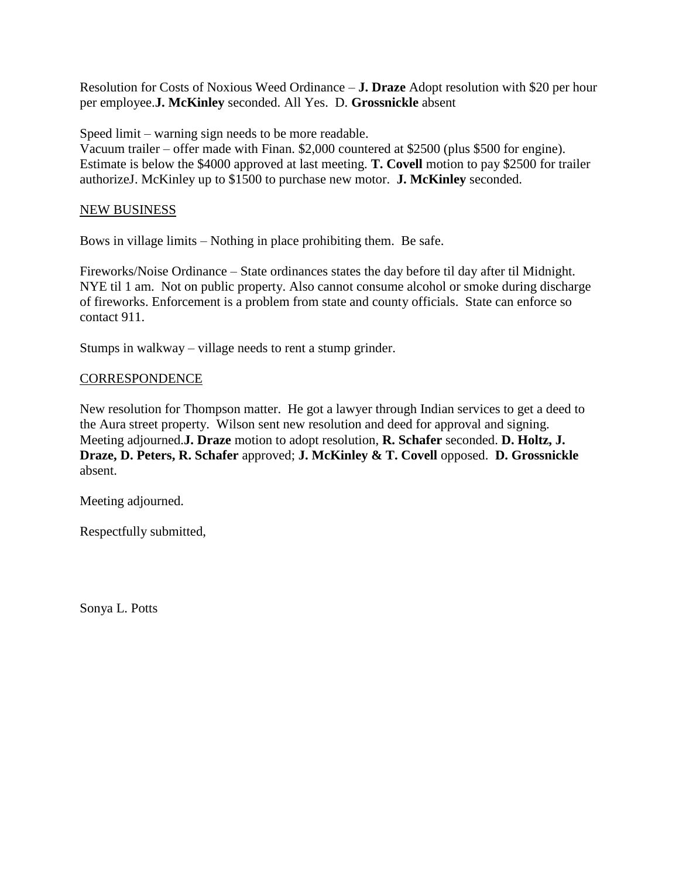Resolution for Costs of Noxious Weed Ordinance – **J. Draze** Adopt resolution with $20 per hour per employee.**J. McKinley** seconded. All Yes. D. **Grossnickle** absent

Speed limit – warning sign needs to be more readable.
Vacuum trailer – offer made with Finan. $2,000 countered at $2500 (plus $500 for engine). Estimate is below the $4000 approved at last meeting. **T. Covell** motion to pay $2500 for trailer authorizeJ. McKinley up to $1500 to purchase new motor. **J. McKinley** seconded.

NEW BUSINESS

Bows in village limits – Nothing in place prohibiting them. Be safe.

Fireworks/Noise Ordinance – State ordinances states the day before til day after til Midnight. NYE til 1 am. Not on public property. Also cannot consume alcohol or smoke during discharge of fireworks. Enforcement is a problem from state and county officials. State can enforce so contact 911.

Stumps in walkway – village needs to rent a stump grinder.

CORRESPONDENCE

New resolution for Thompson matter. He got a lawyer through Indian services to get a deed to the Aura street property. Wilson sent new resolution and deed for approval and signing. Meeting adjourned.**J. Draze** motion to adopt resolution, **R. Schafer** seconded. **D. Holtz, J. Draze, D. Peters, R. Schafer** approved; **J. McKinley & T. Covell** opposed. **D. Grossnickle** absent.

Meeting adjourned.

Respectfully submitted,

Sonya L. Potts